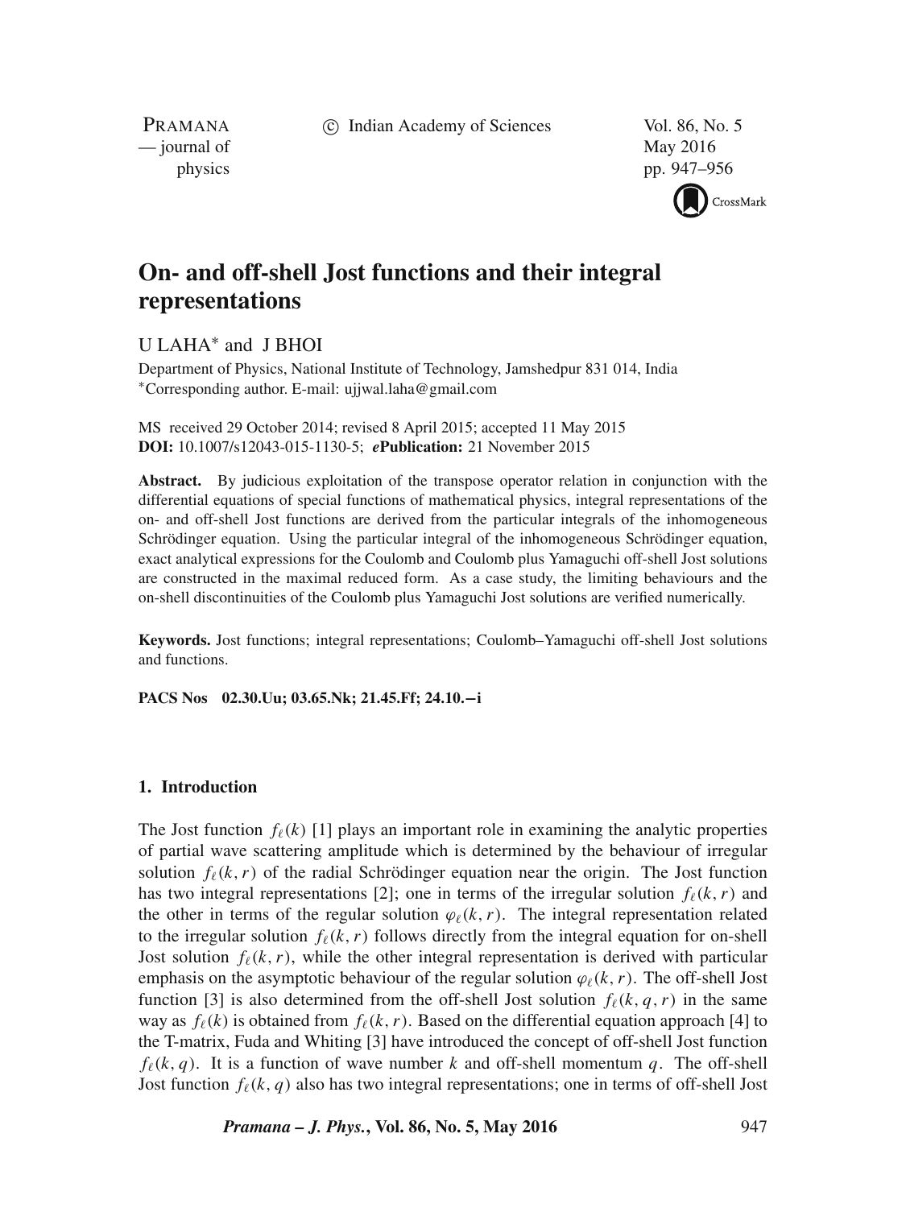# On- and off-shell Jost functions and their integral representations

U LAHA* and J BHOI

Department of Physics, National Institute of Technology, Jamshedpur 831 014, India
*Corresponding author. E-mail: ujjwal.laha@gmail.com

MS received 29 October 2014; revised 8 April 2015; accepted 11 May 2015
**DOI:** 10.1007/s12043-015-1130-5; ***e*Publication:** 21 November 2015

**Abstract.** By judicious exploitation of the transpose operator relation in conjunction with the differential equations of special functions of mathematical physics, integral representations of the on- and off-shell Jost functions are derived from the particular integrals of the inhomogeneous Schrödinger equation. Using the particular integral of the inhomogeneous Schrödinger equation, exact analytical expressions for the Coulomb and Coulomb plus Yamaguchi off-shell Jost solutions are constructed in the maximal reduced form. As a case study, the limiting behaviours and the on-shell discontinuities of the Coulomb plus Yamaguchi Jost solutions are verified numerically.

**Keywords.** Jost functions; integral representations; Coulomb–Yamaguchi off-shell Jost solutions and functions.

**PACS Nos** 02.30.Uu; 03.65.Nk; 21.45.Ff; 24.10.−i

## 1. Introduction

The Jost function $f_\ell(k)$ [1] plays an important role in examining the analytic properties of partial wave scattering amplitude which is determined by the behaviour of irregular solution $f_\ell(k, r)$ of the radial Schrödinger equation near the origin. The Jost function has two integral representations [2]; one in terms of the irregular solution $f_\ell(k, r)$ and the other in terms of the regular solution $\varphi_\ell(k, r)$. The integral representation related to the irregular solution $f_\ell(k, r)$ follows directly from the integral equation for on-shell Jost solution $f_\ell(k, r)$, while the other integral representation is derived with particular emphasis on the asymptotic behaviour of the regular solution $\varphi_\ell(k, r)$. The off-shell Jost function [3] is also determined from the off-shell Jost solution $f_\ell(k, q, r)$ in the same way as $f_\ell(k)$ is obtained from $f_\ell(k, r)$. Based on the differential equation approach [4] to the T-matrix, Fuda and Whiting [3] have introduced the concept of off-shell Jost function $f_\ell(k, q)$. It is a function of wave number $k$ and off-shell momentum $q$. The off-shell Jost function $f_\ell(k, q)$ also has two integral representations; one in terms of off-shell Jost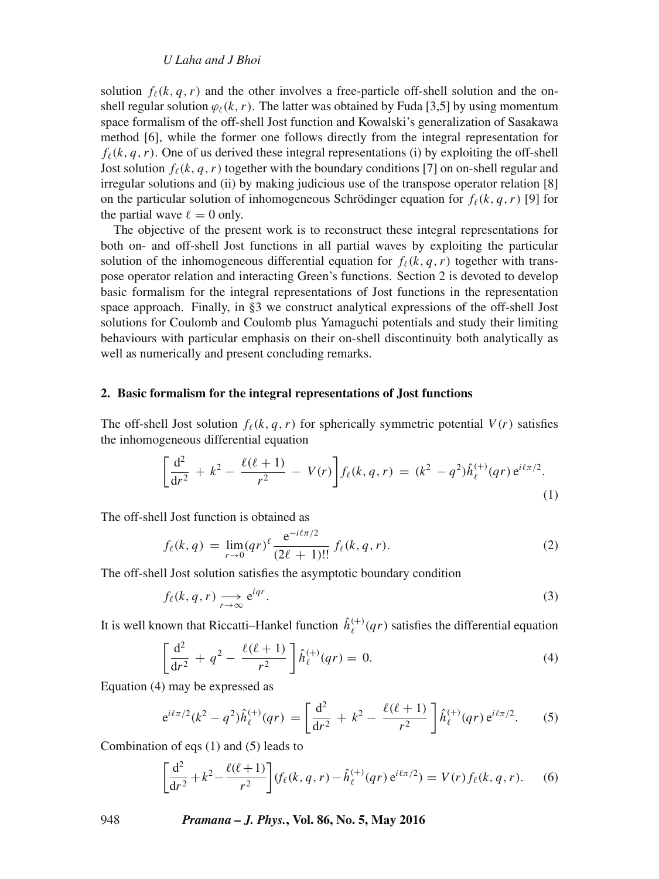solution $f_\ell(k,q,r)$ and the other involves a free-particle off-shell solution and the on-shell regular solution $\varphi_\ell(k,r)$. The latter was obtained by Fuda [3,5] by using momentum space formalism of the off-shell Jost function and Kowalski's generalization of Sasakawa method [6], while the former one follows directly from the integral representation for $f_\ell(k,q,r)$. One of us derived these integral representations (i) by exploiting the off-shell Jost solution $f_\ell(k,q,r)$ together with the boundary conditions [7] on on-shell regular and irregular solutions and (ii) by making judicious use of the transpose operator relation [8] on the particular solution of inhomogeneous Schrödinger equation for $f_\ell(k,q,r)$ [9] for the partial wave $\ell = 0$ only.

The objective of the present work is to reconstruct these integral representations for both on- and off-shell Jost functions in all partial waves by exploiting the particular solution of the inhomogeneous differential equation for $f_\ell(k,q,r)$ together with transpose operator relation and interacting Green's functions. Section 2 is devoted to develop basic formalism for the integral representations of Jost functions in the representation space approach. Finally, in §3 we construct analytical expressions of the off-shell Jost solutions for Coulomb and Coulomb plus Yamaguchi potentials and study their limiting behaviours with particular emphasis on their on-shell discontinuity both analytically as well as numerically and present concluding remarks.

## 2. Basic formalism for the integral representations of Jost functions

The off-shell Jost solution $f_\ell(k,q,r)$ for spherically symmetric potential $V(r)$ satisfies the inhomogeneous differential equation

$$\left[\frac{\mathrm{d}^2}{\mathrm{d}r^2} + k^2 - \frac{\ell(\ell+1)}{r^2} - V(r)\right] f_\ell(k,q,r) = (k^2 - q^2)\hat{h}_\ell^{(+)}(qr)\,\mathrm{e}^{i\ell\pi/2}. \tag{1}$$

The off-shell Jost function is obtained as

$$f_\ell(k,q) = \lim_{r\to 0}(qr)^\ell \frac{\mathrm{e}^{-i\ell\pi/2}}{(2\ell+1)!!} f_\ell(k,q,r). \tag{2}$$

The off-shell Jost solution satisfies the asymptotic boundary condition

$$f_\ell(k,q,r) \underset{r\to\infty}{\longrightarrow} \mathrm{e}^{iqr}. \tag{3}$$

It is well known that Riccatti–Hankel function $\hat{h}_\ell^{(+)}(qr)$ satisfies the differential equation

$$\left[\frac{\mathrm{d}^2}{\mathrm{d}r^2} + q^2 - \frac{\ell(\ell+1)}{r^2}\right]\hat{h}_\ell^{(+)}(qr) = 0. \tag{4}$$

Equation (4) may be expressed as

$$\mathrm{e}^{i\ell\pi/2}(k^2 - q^2)\hat{h}_\ell^{(+)}(qr) = \left[\frac{\mathrm{d}^2}{\mathrm{d}r^2} + k^2 - \frac{\ell(\ell+1)}{r^2}\right]\hat{h}_\ell^{(+)}(qr)\,\mathrm{e}^{i\ell\pi/2}. \tag{5}$$

Combination of eqs (1) and (5) leads to

$$\left[\frac{\mathrm{d}^2}{\mathrm{d}r^2} + k^2 - \frac{\ell(\ell+1)}{r^2}\right](f_\ell(k,q,r) - \hat{h}_\ell^{(+)}(qr)\,\mathrm{e}^{i\ell\pi/2}) = V(r) f_\ell(k,q,r). \tag{6}$$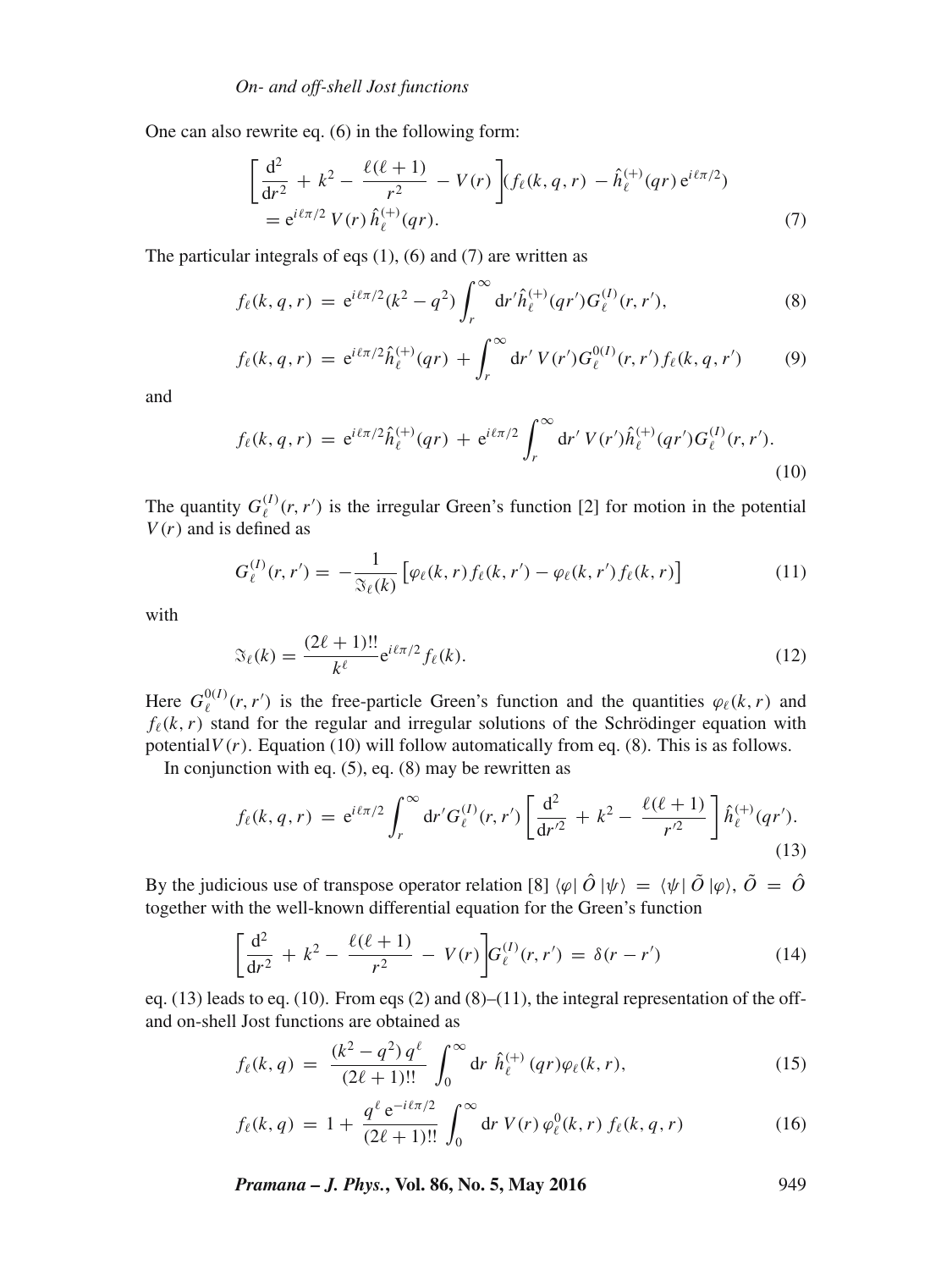One can also rewrite eq. (6) in the following form:

$$\left[\frac{\mathrm{d}^2}{\mathrm{d}r^2} + k^2 - \frac{\ell(\ell+1)}{r^2} - V(r)\right](f_\ell(k,q,r) - \hat{h}_\ell^{(+)}(qr)\,\mathrm{e}^{i\ell\pi/2}) \\ = \mathrm{e}^{i\ell\pi/2}\, V(r)\,\hat{h}_\ell^{(+)}(qr). \tag{7}$$

The particular integrals of eqs (1), (6) and (7) are written as

$$f_\ell(k,q,r) = \mathrm{e}^{i\ell\pi/2}(k^2 - q^2)\int_r^\infty \mathrm{d}r'\hat{h}_\ell^{(+)}(qr')G_\ell^{(I)}(r,r'), \tag{8}$$

$$f_\ell(k,q,r) = \mathrm{e}^{i\ell\pi/2}\hat{h}_\ell^{(+)}(qr) + \int_r^\infty \mathrm{d}r'\, V(r')G_\ell^{0(I)}(r,r')\,f_\ell(k,q,r') \tag{9}$$

and

$$f_\ell(k,q,r) = \mathrm{e}^{i\ell\pi/2}\hat{h}_\ell^{(+)}(qr) + \mathrm{e}^{i\ell\pi/2}\int_r^\infty \mathrm{d}r'\, V(r')\hat{h}_\ell^{(+)}(qr')G_\ell^{(I)}(r,r'). \tag{10}$$

The quantity $G_\ell^{(I)}(r,r')$ is the irregular Green's function [2] for motion in the potential $V(r)$ and is defined as

$$G_\ell^{(I)}(r,r') = -\frac{1}{\mathfrak{I}_\ell(k)}\left[\varphi_\ell(k,r)\,f_\ell(k,r') - \varphi_\ell(k,r')\,f_\ell(k,r)\right] \tag{11}$$

with

$$\mathfrak{I}_\ell(k) = \frac{(2\ell+1)!!}{k^\ell}\mathrm{e}^{i\ell\pi/2}f_\ell(k). \tag{12}$$

Here $G_\ell^{0(I)}(r,r')$ is the free-particle Green's function and the quantities $\varphi_\ell(k,r)$ and $f_\ell(k,r)$ stand for the regular and irregular solutions of the Schrödinger equation with potential$V(r)$. Equation (10) will follow automatically from eq. (8). This is as follows.

In conjunction with eq. (5), eq. (8) may be rewritten as

$$f_\ell(k,q,r) = \mathrm{e}^{i\ell\pi/2}\int_r^\infty \mathrm{d}r' G_\ell^{(I)}(r,r')\left[\frac{\mathrm{d}^2}{\mathrm{d}r'^2} + k^2 - \frac{\ell(\ell+1)}{r'^2}\right]\hat{h}_\ell^{(+)}(qr'). \tag{13}$$

By the judicious use of transpose operator relation [8] $\langle\varphi|\,\hat{O}\,|\psi\rangle = \langle\psi|\,\tilde{O}\,|\varphi\rangle$, $\tilde{O} = \hat{O}$ together with the well-known differential equation for the Green's function

$$\left[\frac{\mathrm{d}^2}{\mathrm{d}r^2} + k^2 - \frac{\ell(\ell+1)}{r^2} - V(r)\right]G_\ell^{(I)}(r,r') = \delta(r-r') \tag{14}$$

eq. (13) leads to eq. (10). From eqs (2) and (8)–(11), the integral representation of the off- and on-shell Jost functions are obtained as

$$f_\ell(k,q) = \frac{(k^2-q^2)\,q^\ell}{(2\ell+1)!!}\int_0^\infty \mathrm{d}r\;\hat{h}_\ell^{(+)}(qr)\varphi_\ell(k,r), \tag{15}$$

$$f_\ell(k,q) = 1 + \frac{q^\ell\,\mathrm{e}^{-i\ell\pi/2}}{(2\ell+1)!!}\int_0^\infty \mathrm{d}r\; V(r)\,\varphi_\ell^0(k,r)\,f_\ell(k,q,r) \tag{16}$$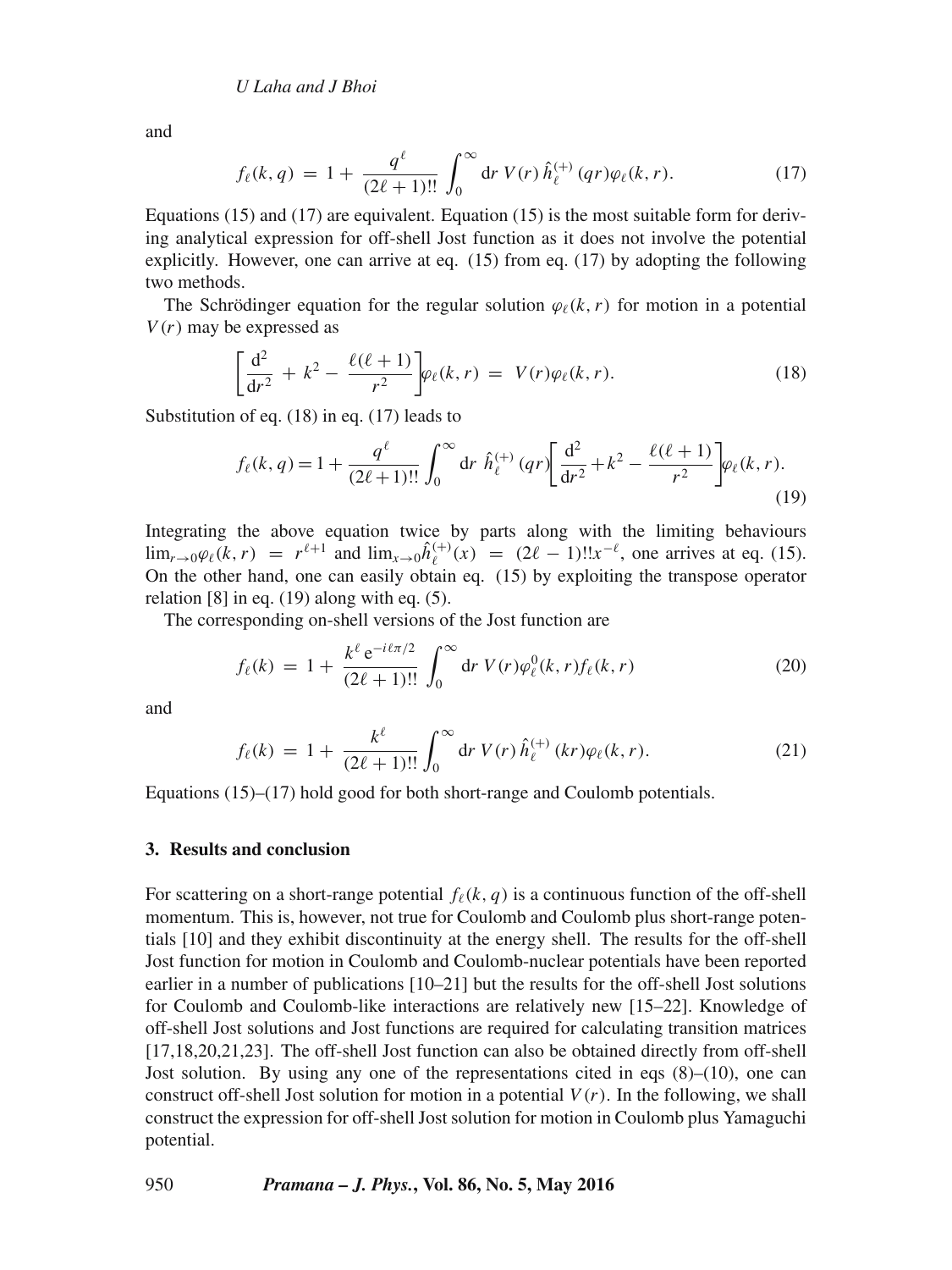and

$$f_\ell(k, q) = 1 + \frac{q^\ell}{(2\ell + 1)!!} \int_0^\infty \mathrm{d}r\, V(r)\, \hat{h}_\ell^{(+)}(qr) \varphi_\ell(k, r). \tag{17}$$

Equations (15) and (17) are equivalent. Equation (15) is the most suitable form for deriving analytical expression for off-shell Jost function as it does not involve the potential explicitly. However, one can arrive at eq. (15) from eq. (17) by adopting the following two methods.

The Schrödinger equation for the regular solution $\varphi_\ell(k, r)$ for motion in a potential $V(r)$ may be expressed as

$$\left[\frac{\mathrm{d}^2}{\mathrm{d}r^2} + k^2 - \frac{\ell(\ell + 1)}{r^2}\right] \varphi_\ell(k, r) = V(r) \varphi_\ell(k, r). \tag{18}$$

Substitution of eq. (18) in eq. (17) leads to

$$f_\ell(k, q) = 1 + \frac{q^\ell}{(2\ell + 1)!!} \int_0^\infty \mathrm{d}r\, \hat{h}_\ell^{(+)}(qr) \left[\frac{\mathrm{d}^2}{\mathrm{d}r^2} + k^2 - \frac{\ell(\ell + 1)}{r^2}\right] \varphi_\ell(k, r). \tag{19}$$

Integrating the above equation twice by parts along with the limiting behaviours $\lim_{r\to 0} \varphi_\ell(k, r) = r^{\ell+1}$ and $\lim_{x\to 0} \hat{h}_\ell^{(+)}(x) = (2\ell - 1)!! x^{-\ell}$, one arrives at eq. (15). On the other hand, one can easily obtain eq. (15) by exploiting the transpose operator relation [8] in eq. (19) along with eq. (5).

The corresponding on-shell versions of the Jost function are

$$f_\ell(k) = 1 + \frac{k^\ell \mathrm{e}^{-i\ell\pi/2}}{(2\ell + 1)!!} \int_0^\infty \mathrm{d}r\, V(r) \varphi_\ell^0(k, r) f_\ell(k, r) \tag{20}$$

and

$$f_\ell(k) = 1 + \frac{k^\ell}{(2\ell + 1)!!} \int_0^\infty \mathrm{d}r\, V(r)\, \hat{h}_\ell^{(+)}(kr) \varphi_\ell(k, r). \tag{21}$$

Equations (15)–(17) hold good for both short-range and Coulomb potentials.

### 3. Results and conclusion

For scattering on a short-range potential $f_\ell(k, q)$ is a continuous function of the off-shell momentum. This is, however, not true for Coulomb and Coulomb plus short-range potentials [10] and they exhibit discontinuity at the energy shell. The results for the off-shell Jost function for motion in Coulomb and Coulomb-nuclear potentials have been reported earlier in a number of publications [10–21] but the results for the off-shell Jost solutions for Coulomb and Coulomb-like interactions are relatively new [15–22]. Knowledge of off-shell Jost solutions and Jost functions are required for calculating transition matrices [17,18,20,21,23]. The off-shell Jost function can also be obtained directly from off-shell Jost solution. By using any one of the representations cited in eqs (8)–(10), one can construct off-shell Jost solution for motion in a potential $V(r)$. In the following, we shall construct the expression for off-shell Jost solution for motion in Coulomb plus Yamaguchi potential.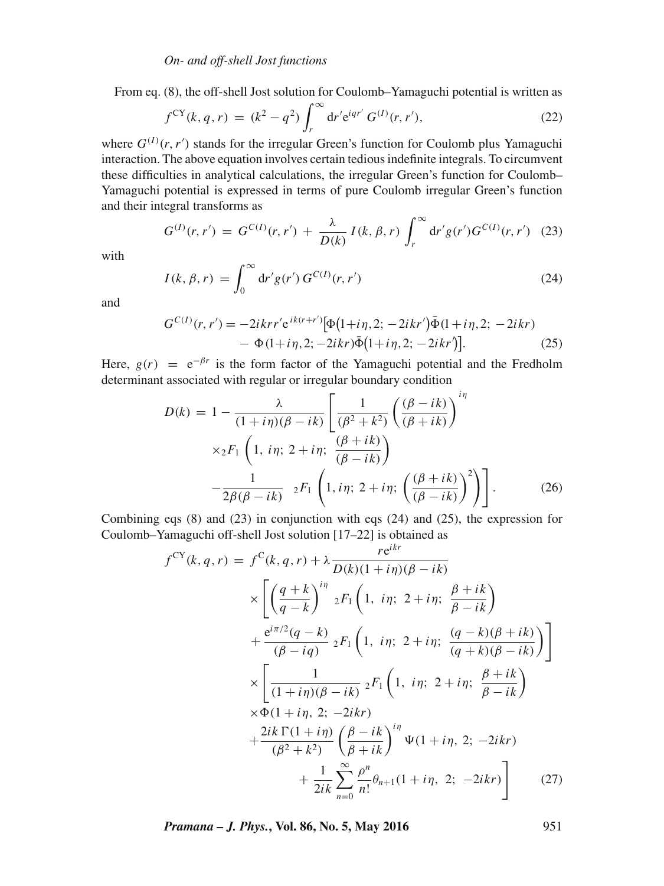From eq. (8), the off-shell Jost solution for Coulomb–Yamaguchi potential is written as

$$f^{\mathrm{CY}}(k,q,r) = (k^2-q^2)\int_r^\infty \mathrm{d}r' \mathrm{e}^{iqr'}\, G^{(I)}(r,r'), \tag{22}$$

where $G^{(I)}(r,r')$ stands for the irregular Green's function for Coulomb plus Yamaguchi interaction. The above equation involves certain tedious indefinite integrals. To circumvent these difficulties in analytical calculations, the irregular Green's function for Coulomb–Yamaguchi potential is expressed in terms of pure Coulomb irregular Green's function and their integral transforms as

$$G^{(I)}(r,r') = G^{C(I)}(r,r') + \frac{\lambda}{D(k)}\, I(k,\beta,r)\int_r^\infty \mathrm{d}r' g(r') G^{C(I)}(r,r') \tag{23}$$

with

$$I(k,\beta,r) = \int_0^\infty \mathrm{d}r' g(r')\, G^{C(I)}(r,r') \tag{24}$$

and

$$\begin{aligned} G^{C(I)}(r,r') = &-2ikrr'\mathrm{e}^{ik(r+r')}\big[\Phi\big(1+i\eta,2;-2ikr'\big)\bar{\Phi}(1+i\eta,2;-2ikr) \\ &- \Phi(1+i\eta,2;-2ikr)\bar{\Phi}\big(1+i\eta,2;-2ikr'\big)\big]. \end{aligned} \tag{25}$$

Here, $g(r) = \mathrm{e}^{-\beta r}$ is the form factor of the Yamaguchi potential and the Fredholm determinant associated with regular or irregular boundary condition

$$\begin{aligned} D(k) = 1 - \frac{\lambda}{(1+i\eta)(\beta-ik)}\Bigg[&\frac{1}{(\beta^2+k^2)}\left(\frac{(\beta-ik)}{(\beta+ik)}\right)^{i\eta} \\ &\times {}_2F_1\left(1,\ i\eta;\ 2+i\eta;\ \frac{(\beta+ik)}{(\beta-ik)}\right) \\ &-\frac{1}{2\beta(\beta-ik)}\ \ {}_2F_1\left(1, i\eta;\ 2+i\eta;\ \left(\frac{(\beta+ik)}{(\beta-ik)}\right)^2\right)\Bigg]. \end{aligned} \tag{26}$$

Combining eqs (8) and (23) in conjunction with eqs (24) and (25), the expression for Coulomb–Yamaguchi off-shell Jost solution [17–22] is obtained as

$$\begin{aligned} f^{\mathrm{CY}}(k,q,r) = f^{\mathrm{C}}(k,q,r) &+ \lambda\frac{r\mathrm{e}^{ikr}}{D(k)(1+i\eta)(\beta-ik)} \\ &\times\Bigg[\left(\frac{q+k}{q-k}\right)^{i\eta}\ {}_2F_1\left(1,\ i\eta;\ 2+i\eta;\ \frac{\beta+ik}{\beta-ik}\right) \\ &+\frac{\mathrm{e}^{i\pi/2}(q-k)}{(\beta-iq)}\ {}_2F_1\left(1,\ i\eta;\ 2+i\eta;\ \frac{(q-k)(\beta+ik)}{(q+k)(\beta-ik)}\right)\Bigg] \\ &\times\Bigg[\frac{1}{(1+i\eta)(\beta-ik)}\ {}_2F_1\left(1,\ i\eta;\ 2+i\eta;\ \frac{\beta+ik}{\beta-ik}\right) \\ &\times\Phi(1+i\eta,\ 2;\ -2ikr) \\ &+\frac{2ik\,\Gamma(1+i\eta)}{(\beta^2+k^2)}\left(\frac{\beta-ik}{\beta+ik}\right)^{i\eta}\Psi(1+i\eta,\ 2;\ -2ikr) \\ &+\frac{1}{2ik}\sum_{n=0}^{\infty}\frac{\rho^n}{n!}\theta_{n+1}(1+i\eta,\ 2;\ -2ikr)\Bigg] \end{aligned} \tag{27}$$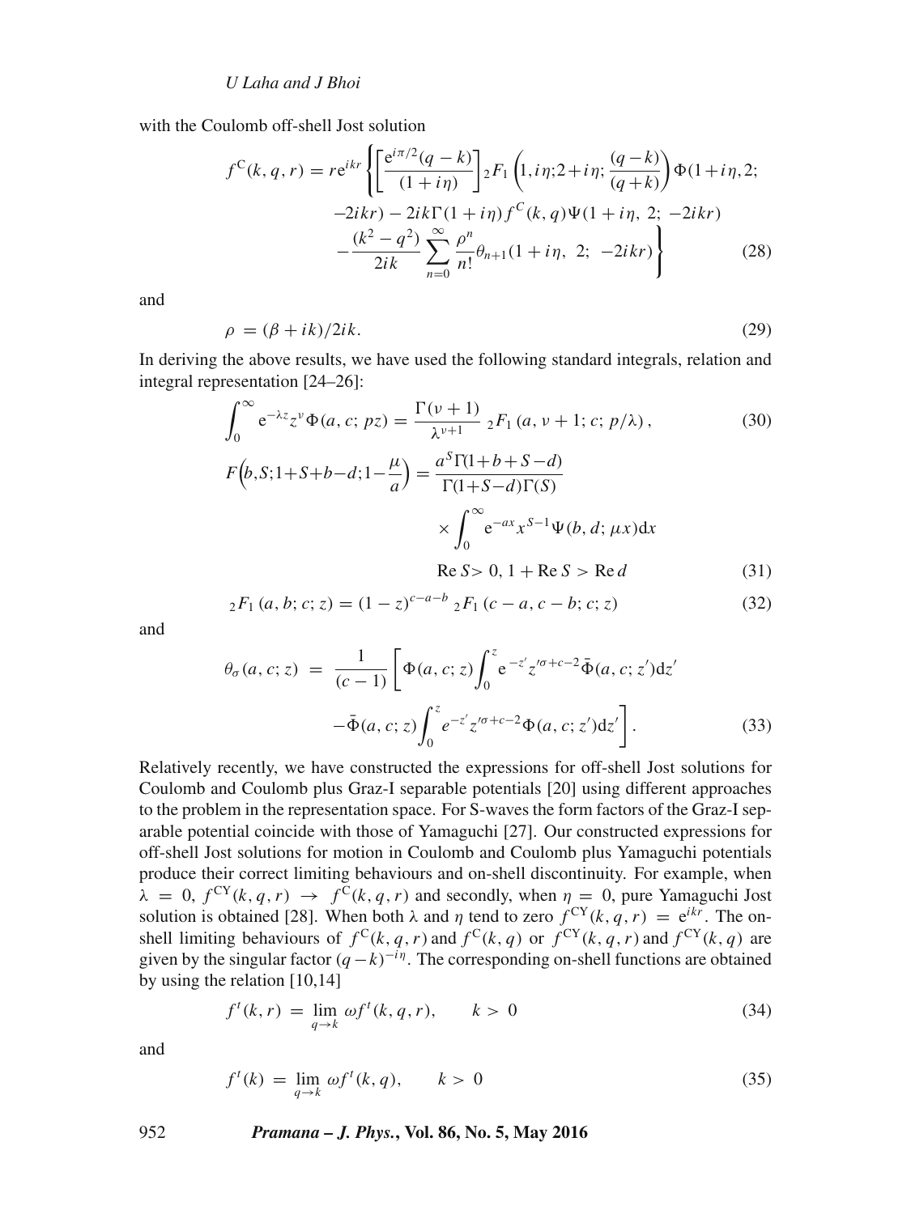with the Coulomb off-shell Jost solution

$$
\begin{aligned}
f^{\mathrm{C}}(k,q,r) = r\mathrm{e}^{ikr}\Bigg\{ & \left[\frac{\mathrm{e}^{i\pi/2}(q-k)}{(1+i\eta)}\right] {}_2F_1\left(1, i\eta; 2+i\eta; \frac{(q-k)}{(q+k)}\right)\Phi(1+i\eta, 2; \\
& -2ikr) - 2ik\Gamma(1+i\eta) f^{C}(k,q)\Psi(1+i\eta,\ 2;\ -2ikr) \\
& -\frac{(k^2-q^2)}{2ik}\sum_{n=0}^{\infty}\frac{\rho^n}{n!}\theta_{n+1}(1+i\eta,\ 2;\ -2ikr)\Bigg\}
\end{aligned}
\tag{28}
$$

and

$$
\rho = (\beta + ik)/2ik. \tag{29}
$$

In deriving the above results, we have used the following standard integrals, relation and integral representation [24–26]:

$$
\int_0^\infty \mathrm{e}^{-\lambda z} z^{\nu}\Phi(a, c;\ pz) = \frac{\Gamma(\nu+1)}{\lambda^{\nu+1}}\ {}_2F_1\left(a, \nu+1; c; p/\lambda\right), \tag{30}
$$

$$
\begin{aligned}
F\Big(b, S; 1+S+b-d; 1-\frac{\mu}{a}\Big) &= \frac{a^S\Gamma(1+b+S-d)}{\Gamma(1+S-d)\Gamma(S)} \\
&\quad \times \int_0^\infty \mathrm{e}^{-ax}x^{S-1}\Psi(b, d;\ \mu x)\mathrm{d}x \\
&\quad \mathrm{Re}\, S > 0,\ 1 + \mathrm{Re}\, S > \mathrm{Re}\, d
\end{aligned}
\tag{31}
$$

$$
{}_2F_1\left(a, b; c; z\right) = (1-z)^{c-a-b}\ {}_2F_1\left(c-a, c-b; c; z\right) \tag{32}
$$

and

$$
\begin{aligned}
\theta_\sigma(a, c; z) \ = \ \frac{1}{(c-1)}\Bigg[ & \Phi(a, c; z)\int_0^z \mathrm{e}^{-z'} z'^{\sigma+c-2}\bar{\Phi}(a, c; z')\mathrm{d}z' \\
& -\bar{\Phi}(a, c; z)\int_0^z e^{-z'} z'^{\sigma+c-2}\Phi(a, c; z')\mathrm{d}z'\Bigg].
\end{aligned}
\tag{33}
$$

Relatively recently, we have constructed the expressions for off-shell Jost solutions for Coulomb and Coulomb plus Graz-I separable potentials [20] using different approaches to the problem in the representation space. For S-waves the form factors of the Graz-I separable potential coincide with those of Yamaguchi [27]. Our constructed expressions for off-shell Jost solutions for motion in Coulomb and Coulomb plus Yamaguchi potentials produce their correct limiting behaviours and on-shell discontinuity. For example, when $\lambda = 0$, $f^{\mathrm{CY}}(k,q,r) \to f^{\mathrm{C}}(k,q,r)$ and secondly, when $\eta = 0$, pure Yamaguchi Jost solution is obtained [28]. When both $\lambda$ and $\eta$ tend to zero $f^{\mathrm{CY}}(k,q,r) = \mathrm{e}^{ikr}$. The on-shell limiting behaviours of $f^{\mathrm{C}}(k,q,r)$ and $f^{\mathrm{C}}(k,q)$ or $f^{\mathrm{CY}}(k,q,r)$ and $f^{\mathrm{CY}}(k,q)$ are given by the singular factor $(q-k)^{-i\eta}$. The corresponding on-shell functions are obtained by using the relation [10,14]

$$
f^t(k,r) = \lim_{q\to k} \omega f^t(k,q,r), \qquad k > 0 \tag{34}
$$

and

$$
f^t(k) = \lim_{q\to k} \omega f^t(k,q), \qquad k > 0 \tag{35}
$$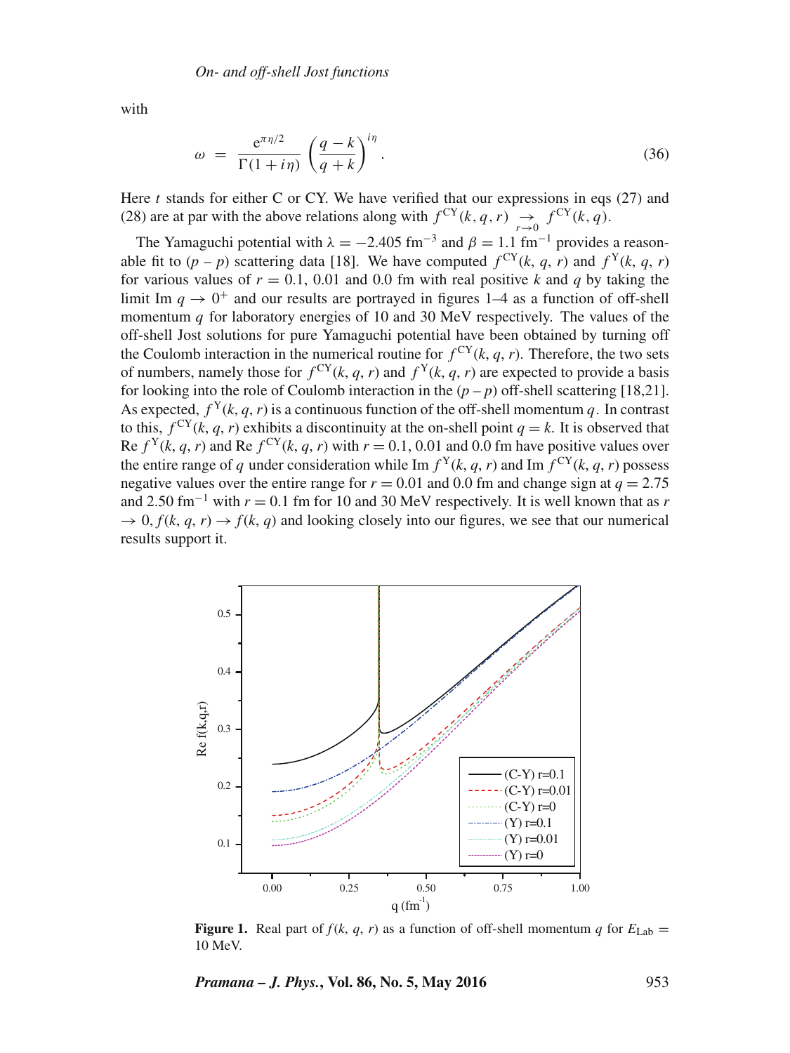with

$$\omega = \frac{e^{\pi\eta/2}}{\Gamma(1+i\eta)} \left(\frac{q-k}{q+k}\right)^{i\eta}. \tag{36}$$

Here $t$ stands for either C or CY. We have verified that our expressions in eqs (27) and (28) are at par with the above relations along with $f^{\text{CY}}(k,q,r) \underset{r\to 0}{\to} f^{\text{CY}}(k,q)$.

The Yamaguchi potential with $\lambda = -2.405$ fm$^{-3}$ and $\beta = 1.1$ fm$^{-1}$ provides a reasonable fit to $(p-p)$ scattering data [18]. We have computed $f^{\text{CY}}(k, q, r)$ and $f^{\text{Y}}(k, q, r)$ for various values of $r = 0.1$, 0.01 and 0.0 fm with real positive $k$ and $q$ by taking the limit Im $q \to 0^+$ and our results are portrayed in figures 1–4 as a function of off-shell momentum $q$ for laboratory energies of 10 and 30 MeV respectively. The values of the off-shell Jost solutions for pure Yamaguchi potential have been obtained by turning off the Coulomb interaction in the numerical routine for $f^{\text{CY}}(k, q, r)$. Therefore, the two sets of numbers, namely those for $f^{\text{CY}}(k, q, r)$ and $f^{\text{Y}}(k, q, r)$ are expected to provide a basis for looking into the role of Coulomb interaction in the $(p-p)$ off-shell scattering [18,21]. As expected, $f^{\text{Y}}(k, q, r)$ is a continuous function of the off-shell momentum $q$. In contrast to this, $f^{\text{CY}}(k, q, r)$ exhibits a discontinuity at the on-shell point $q = k$. It is observed that Re $f^{\text{Y}}(k, q, r)$ and Re $f^{\text{CY}}(k, q, r)$ with $r = 0.1$, 0.01 and 0.0 fm have positive values over the entire range of $q$ under consideration while Im $f^{\text{Y}}(k, q, r)$ and Im $f^{\text{CY}}(k, q, r)$ possess negative values over the entire range for $r = 0.01$ and 0.0 fm and change sign at $q = 2.75$ and 2.50 fm$^{-1}$ with $r = 0.1$ fm for 10 and 30 MeV respectively. It is well known that as $r \to 0$, $f(k, q, r) \to f(k, q)$ and looking closely into our figures, we see that our numerical results support it.

**Figure 1.** Real part of $f(k, q, r)$ as a function of off-shell momentum $q$ for $E_{\text{Lab}} =$ 10 MeV.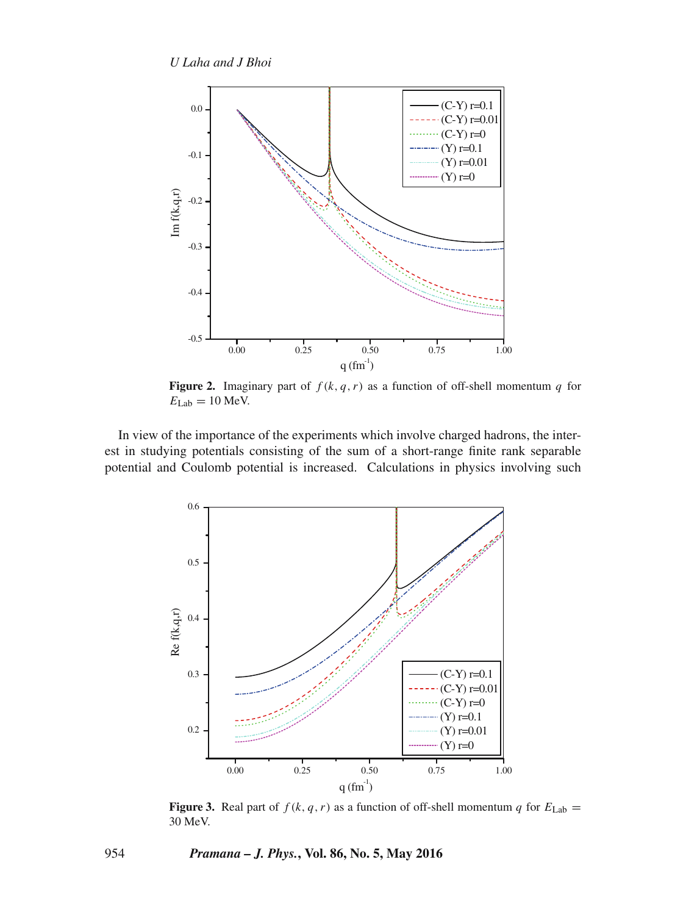**Figure 2.** Imaginary part of $f(k, q, r)$ as a function of off-shell momentum $q$ for $E_{\text{Lab}} = 10$ MeV.

In view of the importance of the experiments which involve charged hadrons, the interest in studying potentials consisting of the sum of a short-range finite rank separable potential and Coulomb potential is increased. Calculations in physics involving such

**Figure 3.** Real part of $f(k, q, r)$ as a function of off-shell momentum $q$ for $E_{\text{Lab}} = 30$ MeV.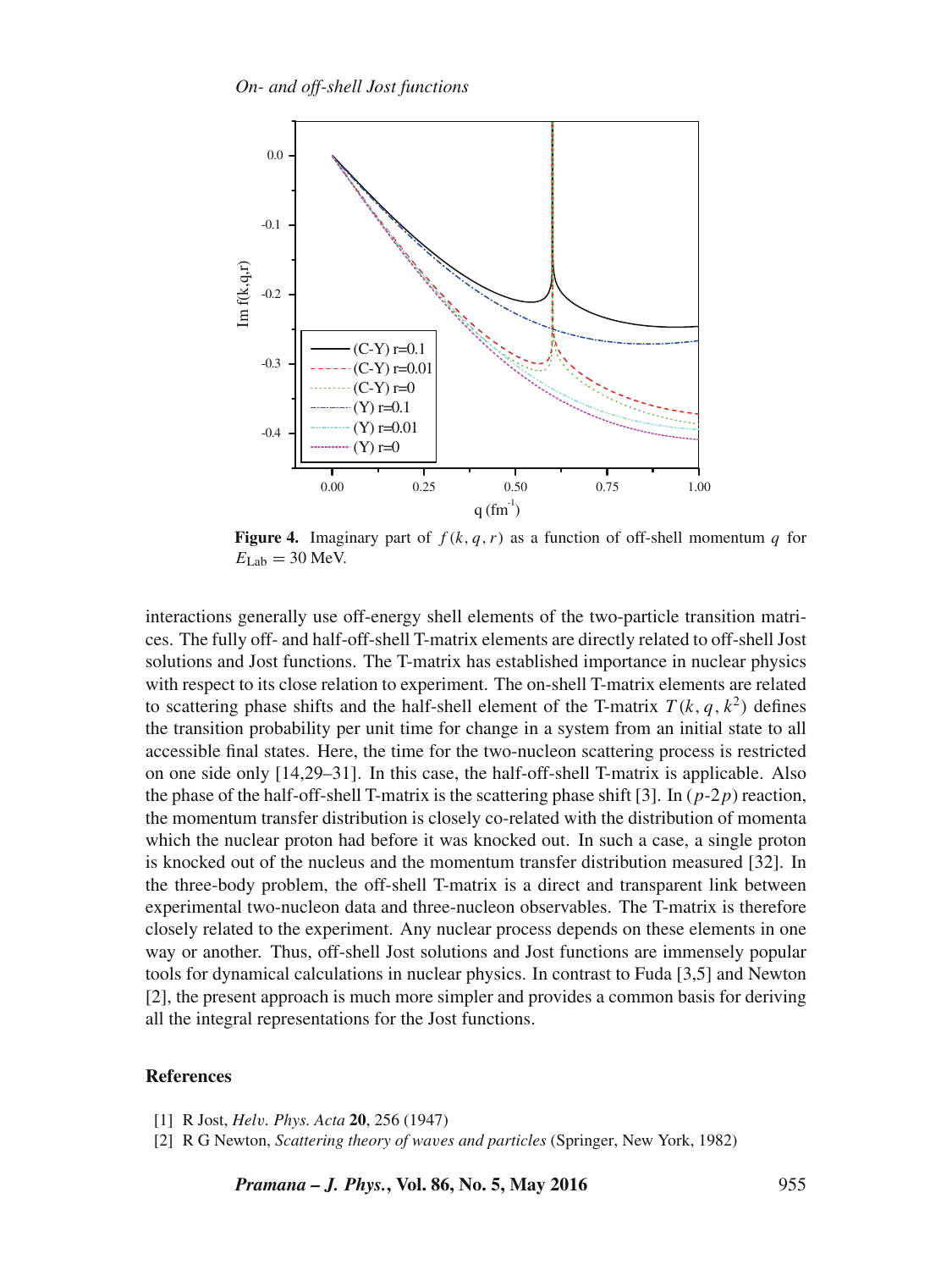**Figure 4.** Imaginary part of $f(k, q, r)$ as a function of off-shell momentum $q$ for $E_{\text{Lab}} = 30$ MeV.

interactions generally use off-energy shell elements of the two-particle transition matrices. The fully off- and half-off-shell T-matrix elements are directly related to off-shell Jost solutions and Jost functions. The T-matrix has established importance in nuclear physics with respect to its close relation to experiment. The on-shell T-matrix elements are related to scattering phase shifts and the half-shell element of the T-matrix $T(k, q, k^2)$ defines the transition probability per unit time for change in a system from an initial state to all accessible final states. Here, the time for the two-nucleon scattering process is restricted on one side only [14,29–31]. In this case, the half-off-shell T-matrix is applicable. Also the phase of the half-off-shell T-matrix is the scattering phase shift [3]. In $(p\text{-}2p)$ reaction, the momentum transfer distribution is closely co-related with the distribution of momenta which the nuclear proton had before it was knocked out. In such a case, a single proton is knocked out of the nucleus and the momentum transfer distribution measured [32]. In the three-body problem, the off-shell T-matrix is a direct and transparent link between experimental two-nucleon data and three-nucleon observables. The T-matrix is therefore closely related to the experiment. Any nuclear process depends on these elements in one way or another. Thus, off-shell Jost solutions and Jost functions are immensely popular tools for dynamical calculations in nuclear physics. In contrast to Fuda [3,5] and Newton [2], the present approach is much more simpler and provides a common basis for deriving all the integral representations for the Jost functions.

## References

[1] R Jost, *Helv. Phys. Acta* **20**, 256 (1947)

[2] R G Newton, *Scattering theory of waves and particles* (Springer, New York, 1982)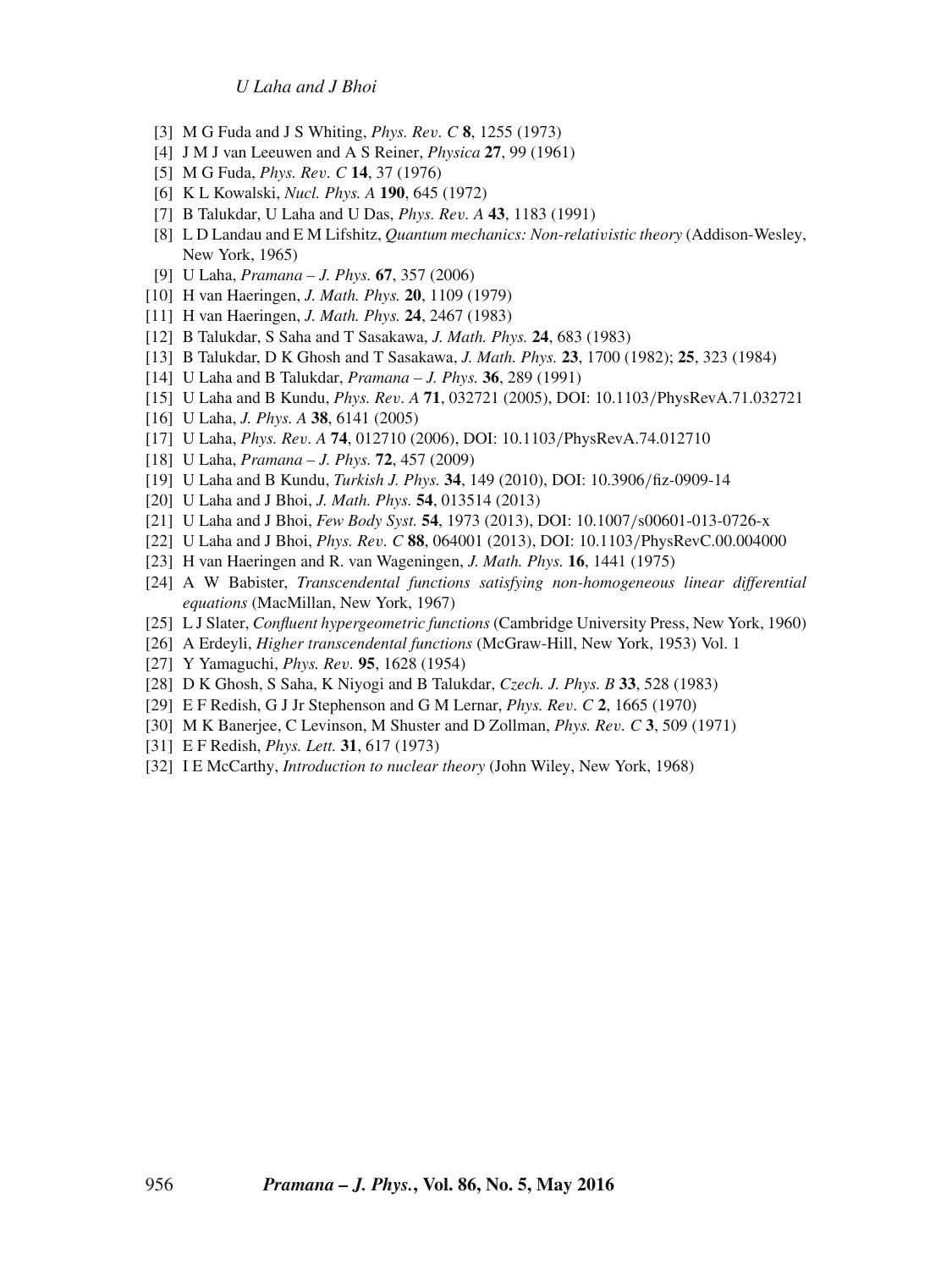[3] M G Fuda and J S Whiting, *Phys. Rev. C* **8**, 1255 (1973)

[4] J M J van Leeuwen and A S Reiner, *Physica* **27**, 99 (1961)

[5] M G Fuda, *Phys. Rev. C* **14**, 37 (1976)

[6] K L Kowalski, *Nucl. Phys. A* **190**, 645 (1972)

[7] B Talukdar, U Laha and U Das, *Phys. Rev. A* **43**, 1183 (1991)

[8] L D Landau and E M Lifshitz, *Quantum mechanics: Non-relativistic theory* (Addison-Wesley, New York, 1965)

[9] U Laha, *Pramana – J. Phys.* **67**, 357 (2006)

[10] H van Haeringen, *J. Math. Phys.* **20**, 1109 (1979)

[11] H van Haeringen, *J. Math. Phys.* **24**, 2467 (1983)

[12] B Talukdar, S Saha and T Sasakawa, *J. Math. Phys.* **24**, 683 (1983)

[13] B Talukdar, D K Ghosh and T Sasakawa, *J. Math. Phys.* **23**, 1700 (1982); **25**, 323 (1984)

[14] U Laha and B Talukdar, *Pramana – J. Phys.* **36**, 289 (1991)

[15] U Laha and B Kundu, *Phys. Rev. A* **71**, 032721 (2005), DOI: 10.1103/PhysRevA.71.032721

[16] U Laha, *J. Phys. A* **38**, 6141 (2005)

[17] U Laha, *Phys. Rev. A* **74**, 012710 (2006), DOI: 10.1103/PhysRevA.74.012710

[18] U Laha, *Pramana – J. Phys.* **72**, 457 (2009)

[19] U Laha and B Kundu, *Turkish J. Phys.* **34**, 149 (2010), DOI: 10.3906/fiz-0909-14

[20] U Laha and J Bhoi, *J. Math. Phys.* **54**, 013514 (2013)

[21] U Laha and J Bhoi, *Few Body Syst.* **54**, 1973 (2013), DOI: 10.1007/s00601-013-0726-x

[22] U Laha and J Bhoi, *Phys. Rev. C* **88**, 064001 (2013), DOI: 10.1103/PhysRevC.00.004000

[23] H van Haeringen and R. van Wageningen, *J. Math. Phys.* **16**, 1441 (1975)

[24] A W Babister, *Transcendental functions satisfying non-homogeneous linear differential equations* (MacMillan, New York, 1967)

[25] L J Slater, *Confluent hypergeometric functions* (Cambridge University Press, New York, 1960)

[26] A Erdeyli, *Higher transcendental functions* (McGraw-Hill, New York, 1953) Vol. 1

[27] Y Yamaguchi, *Phys. Rev.* **95**, 1628 (1954)

[28] D K Ghosh, S Saha, K Niyogi and B Talukdar, *Czech. J. Phys. B* **33**, 528 (1983)

[29] E F Redish, G J Jr Stephenson and G M Lernar, *Phys. Rev. C* **2**, 1665 (1970)

[30] M K Banerjee, C Levinson, M Shuster and D Zollman, *Phys. Rev. C* **3**, 509 (1971)

[31] E F Redish, *Phys. Lett.* **31**, 617 (1973)

[32] I E McCarthy, *Introduction to nuclear theory* (John Wiley, New York, 1968)